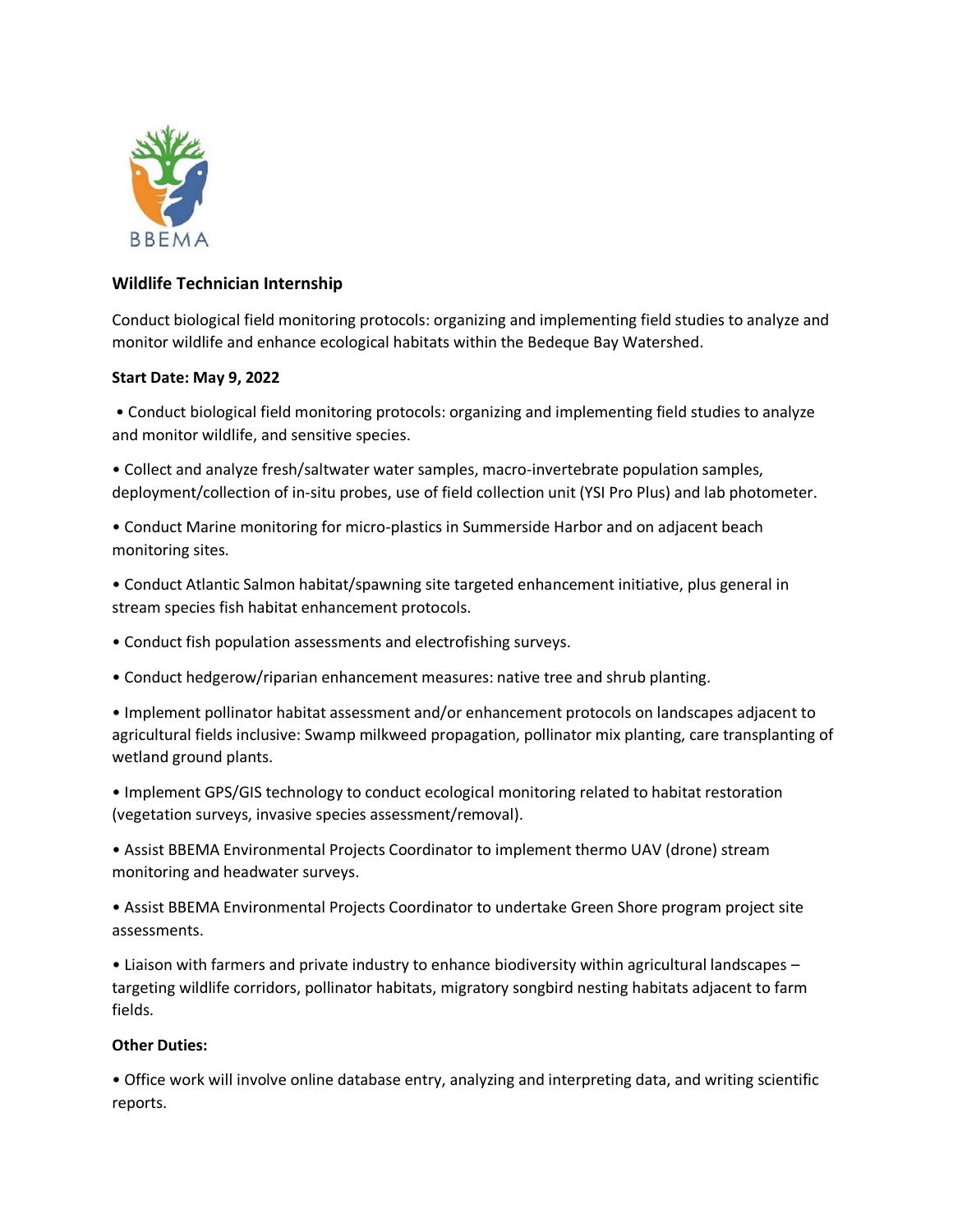BBEMA

## Wildlife Technician Internship

Conduct biological field monitoring protocols: organizing and implementing field studies to analyze and monitor wildlife and enhance ecological habitats within the Bedeque Bay Watershed.

**Start Date: May 9, 2022**

- Conduct biological field monitoring protocols: organizing and implementing field studies to analyze and monitor wildlife, and sensitive species.
- Collect and analyze fresh/saltwater water samples, macro-invertebrate population samples, deployment/collection of in-situ probes, use of field collection unit (YSI Pro Plus) and lab photometer.
- Conduct Marine monitoring for micro-plastics in Summerside Harbor and on adjacent beach monitoring sites.
- Conduct Atlantic Salmon habitat/spawning site targeted enhancement initiative, plus general in stream species fish habitat enhancement protocols.
- Conduct fish population assessments and electrofishing surveys.
- Conduct hedgerow/riparian enhancement measures: native tree and shrub planting.
- Implement pollinator habitat assessment and/or enhancement protocols on landscapes adjacent to agricultural fields inclusive: Swamp milkweed propagation, pollinator mix planting, care transplanting of wetland ground plants.
- Implement GPS/GIS technology to conduct ecological monitoring related to habitat restoration (vegetation surveys, invasive species assessment/removal).
- Assist BBEMA Environmental Projects Coordinator to implement thermo UAV (drone) stream monitoring and headwater surveys.
- Assist BBEMA Environmental Projects Coordinator to undertake Green Shore program project site assessments.
- Liaison with farmers and private industry to enhance biodiversity within agricultural landscapes – targeting wildlife corridors, pollinator habitats, migratory songbird nesting habitats adjacent to farm fields.

**Other Duties:**

- Office work will involve online database entry, analyzing and interpreting data, and writing scientific reports.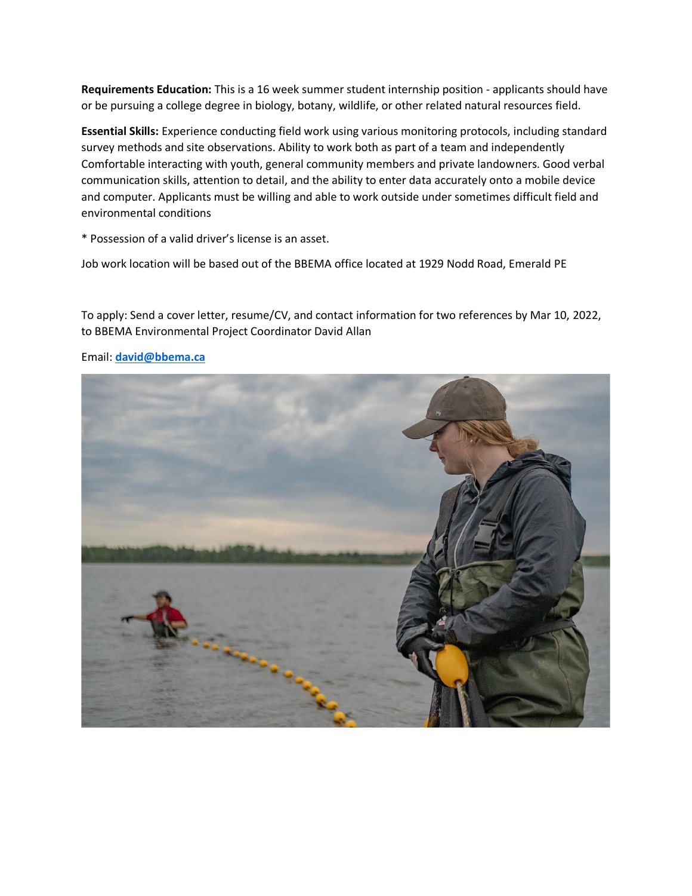**Requirements Education:** This is a 16 week summer student internship position - applicants should have or be pursuing a college degree in biology, botany, wildlife, or other related natural resources field.

**Essential Skills:** Experience conducting field work using various monitoring protocols, including standard survey methods and site observations. Ability to work both as part of a team and independently Comfortable interacting with youth, general community members and private landowners. Good verbal communication skills, attention to detail, and the ability to enter data accurately onto a mobile device and computer. Applicants must be willing and able to work outside under sometimes difficult field and environmental conditions

* Possession of a valid driver's license is an asset.

Job work location will be based out of the BBEMA office located at 1929 Nodd Road, Emerald PE

To apply: Send a cover letter, resume/CV, and contact information for two references by Mar 10, 2022, to BBEMA Environmental Project Coordinator David Allan

Email: **david@bbema.ca**